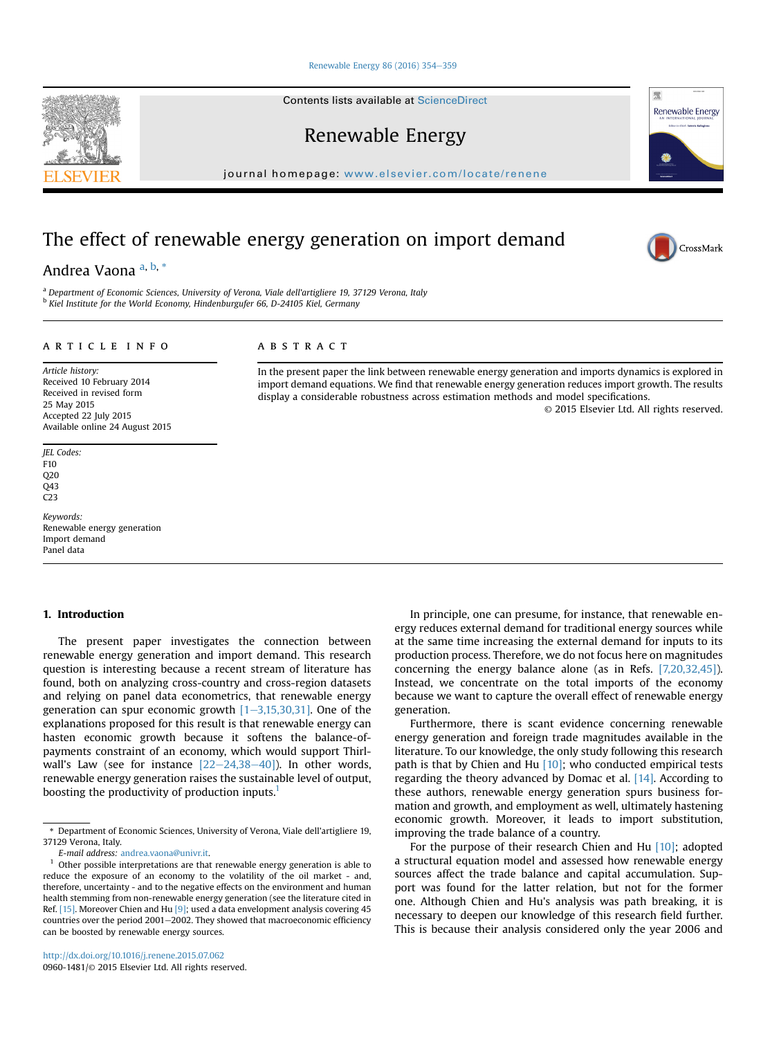# The effect of renewable energy generation on import demand

Andrea Vaona [a, b, *]

[a] Department of Economic Sciences, University of Verona, Viale dell'artigliere 19, 37129 Verona, Italy
[b] Kiel Institute for the World Economy, Hindenburgufer 66, D-24105 Kiel, Germany

## ARTICLE INFO

*Article history:*
Received 10 February 2014
Received in revised form
25 May 2015
Accepted 22 July 2015
Available online 24 August 2015

*JEL Codes:*
F10
Q20
Q43
C23

*Keywords:*
Renewable energy generation
Import demand
Panel data

## ABSTRACT

In the present paper the link between renewable energy generation and imports dynamics is explored in import demand equations. We find that renewable energy generation reduces import growth. The results display a considerable robustness across estimation methods and model specifications.

© 2015 Elsevier Ltd. All rights reserved.

## 1. Introduction

The present paper investigates the connection between renewable energy generation and import demand. This research question is interesting because a recent stream of literature has found, both on analyzing cross-country and cross-region datasets and relying on panel data econometrics, that renewable energy generation can spur economic growth [1–3,15,30,31]. One of the explanations proposed for this result is that renewable energy can hasten economic growth because it softens the balance-of-payments constraint of an economy, which would support Thirlwall's Law (see for instance [22–24,38–40]). In other words, renewable energy generation raises the sustainable level of output, boosting the productivity of production inputs.[1]

In principle, one can presume, for instance, that renewable energy reduces external demand for traditional energy sources while at the same time increasing the external demand for inputs to its production process. Therefore, we do not focus here on magnitudes concerning the energy balance alone (as in Refs. [7,20,32,45]). Instead, we concentrate on the total imports of the economy because we want to capture the overall effect of renewable energy generation.

Furthermore, there is scant evidence concerning renewable energy generation and foreign trade magnitudes available in the literature. To our knowledge, the only study following this research path is that by Chien and Hu [10]; who conducted empirical tests regarding the theory advanced by Domac et al. [14]. According to these authors, renewable energy generation spurs business formation and growth, and employment as well, ultimately hastening economic growth. Moreover, it leads to import substitution, improving the trade balance of a country.

For the purpose of their research Chien and Hu [10]; adopted a structural equation model and assessed how renewable energy sources affect the trade balance and capital accumulation. Support was found for the latter relation, but not for the former one. Although Chien and Hu's analysis was path breaking, it is necessary to deepen our knowledge of this research field further. This is because their analysis considered only the year 2006 and

---

\* Department of Economic Sciences, University of Verona, Viale dell'artigliere 19, 37129 Verona, Italy.
*E-mail address:* andrea.vaona@univr.it.

[1] Other possible interpretations are that renewable energy generation is able to reduce the exposure of an economy to the volatility of the oil market - and, therefore, uncertainty - and to the negative effects on the environment and human health stemming from non-renewable energy generation (see the literature cited in Ref. [15]. Moreover Chien and Hu [9]; used a data envelopment analysis covering 45 countries over the period 2001–2002. They showed that macroeconomic efficiency can be boosted by renewable energy sources.

http://dx.doi.org/10.1016/j.renene.2015.07.062
0960-1481/© 2015 Elsevier Ltd. All rights reserved.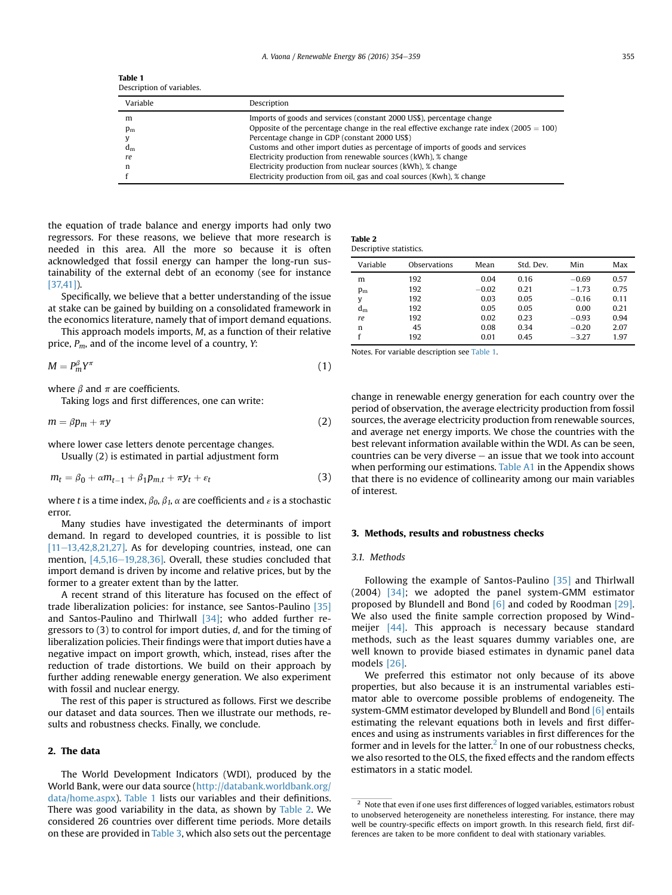**Table 1**
Description of variables.

| Variable | Description |
| --- | --- |
| m | Imports of goods and services (constant 2000 US$), percentage change |
| $p_m$ | Opposite of the percentage change in the real effective exchange rate index (2005 = 100) |
| y | Percentage change in GDP (constant 2000 US$) |
| $d_m$ | Customs and other import duties as percentage of imports of goods and services |
| *re* | Electricity production from renewable sources (kWh), % change |
| n | Electricity production from nuclear sources (kWh), % change |
| f | Electricity production from oil, gas and coal sources (Kwh), % change |

the equation of trade balance and energy imports had only two regressors. For these reasons, we believe that more research is needed in this area. All the more so because it is often acknowledged that fossil energy can hamper the long-run sustainability of the external debt of an economy (see for instance [37,41]).

Specifically, we believe that a better understanding of the issue at stake can be gained by building on a consolidated framework in the economics literature, namely that of import demand equations.

This approach models imports, $M$, as a function of their relative price, $P_m$, and of the income level of a country, $Y$:

$$M = P_m^{\beta} Y^{\pi} \tag{1}$$

where $\beta$ and $\pi$ are coefficients.

Taking logs and first differences, one can write:

$$m = \beta p_m + \pi y \tag{2}$$

where lower case letters denote percentage changes.

Usually (2) is estimated in partial adjustment form

$$m_t = \beta_0 + \alpha m_{t-1} + \beta_1 p_{m,t} + \pi y_t + \varepsilon_t \tag{3}$$

where $t$ is a time index, $\beta_0$, $\beta_1$, $\alpha$ are coefficients and $\varepsilon$ is a stochastic error.

Many studies have investigated the determinants of import demand. In regard to developed countries, it is possible to list [11–13,42,8,21,27]. As for developing countries, instead, one can mention, [4,5,16–19,28,36]. Overall, these studies concluded that import demand is driven by income and relative prices, but by the former to a greater extent than by the latter.

A recent strand of this literature has focused on the effect of trade liberalization policies: for instance, see Santos-Paulino [35] and Santos-Paulino and Thirlwall [34]; who added further regressors to (3) to control for import duties, $d$, and for the timing of liberalization policies. Their findings were that import duties have a negative impact on import growth, which, instead, rises after the reduction of trade distortions. We build on their approach by further adding renewable energy generation. We also experiment with fossil and nuclear energy.

The rest of this paper is structured as follows. First we describe our dataset and data sources. Then we illustrate our methods, results and robustness checks. Finally, we conclude.

## 2. The data

The World Development Indicators (WDI), produced by the World Bank, were our data source (http://databank.worldbank.org/data/home.aspx). Table 1 lists our variables and their definitions. There was good variability in the data, as shown by Table 2. We considered 26 countries over different time periods. More details on these are provided in Table 3, which also sets out the percentage change in renewable energy generation for each country over the period of observation, the average electricity production from fossil sources, the average electricity production from renewable sources, and average net energy imports. We chose the countries with the best relevant information available within the WDI. As can be seen, countries can be very diverse – an issue that we took into account when performing our estimations. Table A1 in the Appendix shows that there is no evidence of collinearity among our main variables of interest.

**Table 2**
Descriptive statistics.

| Variable | Observations | Mean | Std. Dev. | Min | Max |
| --- | --- | --- | --- | --- | --- |
| m | 192 | 0.04 | 0.16 | −0.69 | 0.57 |
| $p_m$ | 192 | −0.02 | 0.21 | −1.73 | 0.75 |
| y | 192 | 0.03 | 0.05 | −0.16 | 0.11 |
| $d_m$ | 192 | 0.05 | 0.05 | 0.00 | 0.21 |
| *re* | 192 | 0.02 | 0.23 | −0.93 | 0.94 |
| n | 45 | 0.08 | 0.34 | −0.20 | 2.07 |
| f | 192 | 0.01 | 0.45 | −3.27 | 1.97 |

Notes. For variable description see Table 1.

## 3. Methods, results and robustness checks

### 3.1. Methods

Following the example of Santos-Paulino [35] and Thirlwall (2004) [34]; we adopted the panel system-GMM estimator proposed by Blundell and Bond [6] and coded by Roodman [29]. We also used the finite sample correction proposed by Windmeijer [44]. This approach is necessary because standard methods, such as the least squares dummy variables one, are well known to provide biased estimates in dynamic panel data models [26].

We preferred this estimator not only because of its above properties, but also because it is an instrumental variables estimator able to overcome possible problems of endogeneity. The system-GMM estimator developed by Blundell and Bond [6] entails estimating the relevant equations both in levels and first differences and using as instruments variables in first differences for the former and in levels for the latter.[2] In one of our robustness checks, we also resorted to the OLS, the fixed effects and the random effects estimators in a static model.

[2] Note that even if one uses first differences of logged variables, estimators robust to unobserved heterogeneity are nonetheless interesting. For instance, there may well be country-specific effects on import growth. In this research field, first differences are taken to be more confident to deal with stationary variables.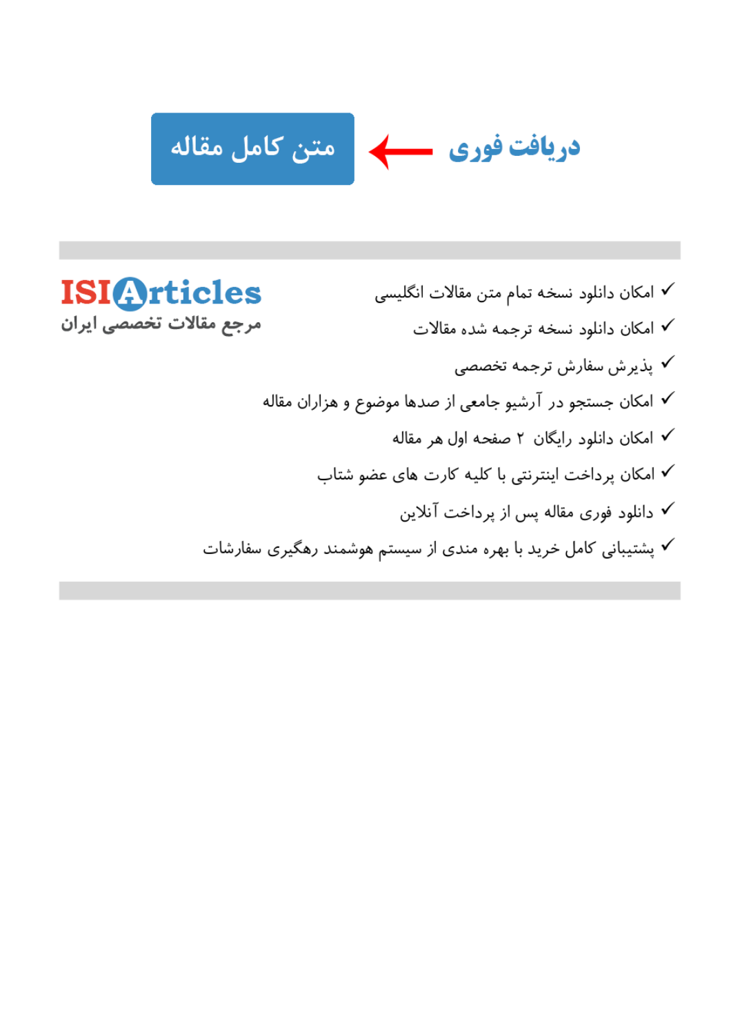دریافت فوری ← **متن کامل مقاله**

**ISIArticles**
مرجع مقالات تخصصی ایران

- ✓ امکان دانلود نسخه تمام متن مقالات انگلیسی
- ✓ امکان دانلود نسخه ترجمه شده مقالات
- ✓ پذیرش سفارش ترجمه تخصصی
- ✓ امکان جستجو در آرشیو جامعی از صدها موضوع و هزاران مقاله
- ✓ امکان دانلود رایگان ۲ صفحه اول هر مقاله
- ✓ امکان پرداخت اینترنتی با کلیه کارت های عضو شتاب
- ✓ دانلود فوری مقاله پس از پرداخت آنلاین
- ✓ پشتیبانی کامل خرید با بهره مندی از سیستم هوشمند رهگیری سفارشات